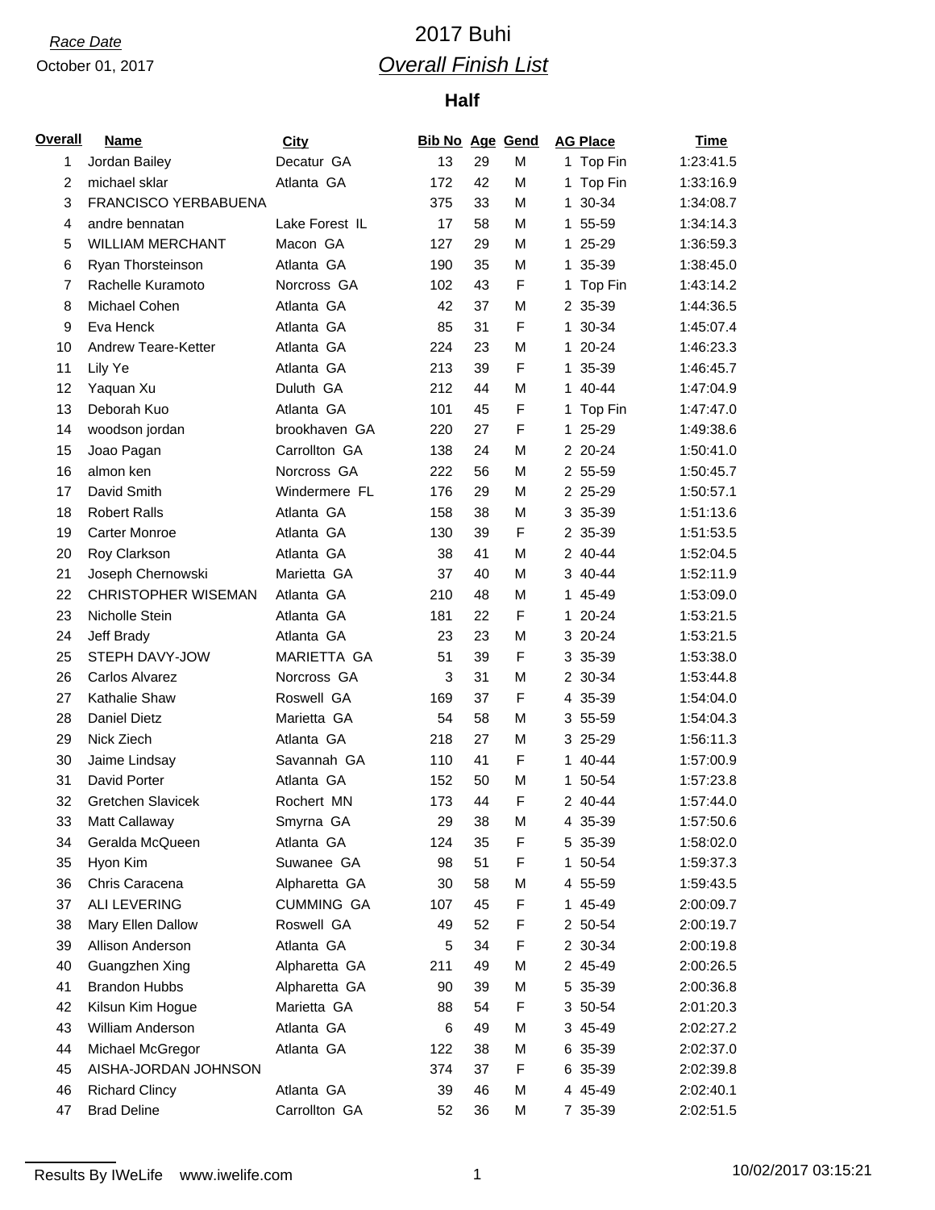*Race Date*

October 01, 2017

# 2017 Buhi

## *Overall Finish List*

### Half

| Overall | Name | City | Bib No | Age | Gend | AG Place | Time |
|---|---|---|---|---|---|---|---|
| 1 | Jordan Bailey | Decatur GA | 13 | 29 | M | 1 Top Fin | 1:23:41.5 |
| 2 | michael sklar | Atlanta GA | 172 | 42 | M | 1 Top Fin | 1:33:16.9 |
| 3 | FRANCISCO YERBABUENA | | 375 | 33 | M | 1 30-34 | 1:34:08.7 |
| 4 | andre bennatan | Lake Forest IL | 17 | 58 | M | 1 55-59 | 1:34:14.3 |
| 5 | WILLIAM MERCHANT | Macon GA | 127 | 29 | M | 1 25-29 | 1:36:59.3 |
| 6 | Ryan Thorsteinson | Atlanta GA | 190 | 35 | M | 1 35-39 | 1:38:45.0 |
| 7 | Rachelle Kuramoto | Norcross GA | 102 | 43 | F | 1 Top Fin | 1:43:14.2 |
| 8 | Michael Cohen | Atlanta GA | 42 | 37 | M | 2 35-39 | 1:44:36.5 |
| 9 | Eva Henck | Atlanta GA | 85 | 31 | F | 1 30-34 | 1:45:07.4 |
| 10 | Andrew Teare-Ketter | Atlanta GA | 224 | 23 | M | 1 20-24 | 1:46:23.3 |
| 11 | Lily Ye | Atlanta GA | 213 | 39 | F | 1 35-39 | 1:46:45.7 |
| 12 | Yaquan Xu | Duluth GA | 212 | 44 | M | 1 40-44 | 1:47:04.9 |
| 13 | Deborah Kuo | Atlanta GA | 101 | 45 | F | 1 Top Fin | 1:47:47.0 |
| 14 | woodson jordan | brookhaven GA | 220 | 27 | F | 1 25-29 | 1:49:38.6 |
| 15 | Joao Pagan | Carrollton GA | 138 | 24 | M | 2 20-24 | 1:50:41.0 |
| 16 | almon ken | Norcross GA | 222 | 56 | M | 2 55-59 | 1:50:45.7 |
| 17 | David Smith | Windermere FL | 176 | 29 | M | 2 25-29 | 1:50:57.1 |
| 18 | Robert Ralls | Atlanta GA | 158 | 38 | M | 3 35-39 | 1:51:13.6 |
| 19 | Carter Monroe | Atlanta GA | 130 | 39 | F | 2 35-39 | 1:51:53.5 |
| 20 | Roy Clarkson | Atlanta GA | 38 | 41 | M | 2 40-44 | 1:52:04.5 |
| 21 | Joseph Chernowski | Marietta GA | 37 | 40 | M | 3 40-44 | 1:52:11.9 |
| 22 | CHRISTOPHER WISEMAN | Atlanta GA | 210 | 48 | M | 1 45-49 | 1:53:09.0 |
| 23 | Nicholle Stein | Atlanta GA | 181 | 22 | F | 1 20-24 | 1:53:21.5 |
| 24 | Jeff Brady | Atlanta GA | 23 | 23 | M | 3 20-24 | 1:53:21.5 |
| 25 | STEPH DAVY-JOW | MARIETTA GA | 51 | 39 | F | 3 35-39 | 1:53:38.0 |
| 26 | Carlos Alvarez | Norcross GA | 3 | 31 | M | 2 30-34 | 1:53:44.8 |
| 27 | Kathalie Shaw | Roswell GA | 169 | 37 | F | 4 35-39 | 1:54:04.0 |
| 28 | Daniel Dietz | Marietta GA | 54 | 58 | M | 3 55-59 | 1:54:04.3 |
| 29 | Nick Ziech | Atlanta GA | 218 | 27 | M | 3 25-29 | 1:56:11.3 |
| 30 | Jaime Lindsay | Savannah GA | 110 | 41 | F | 1 40-44 | 1:57:00.9 |
| 31 | David Porter | Atlanta GA | 152 | 50 | M | 1 50-54 | 1:57:23.8 |
| 32 | Gretchen Slavicek | Rochert MN | 173 | 44 | F | 2 40-44 | 1:57:44.0 |
| 33 | Matt Callaway | Smyrna GA | 29 | 38 | M | 4 35-39 | 1:57:50.6 |
| 34 | Geralda McQueen | Atlanta GA | 124 | 35 | F | 5 35-39 | 1:58:02.0 |
| 35 | Hyon Kim | Suwanee GA | 98 | 51 | F | 1 50-54 | 1:59:37.3 |
| 36 | Chris Caracena | Alpharetta GA | 30 | 58 | M | 4 55-59 | 1:59:43.5 |
| 37 | ALI LEVERING | CUMMING GA | 107 | 45 | F | 1 45-49 | 2:00:09.7 |
| 38 | Mary Ellen Dallow | Roswell GA | 49 | 52 | F | 2 50-54 | 2:00:19.7 |
| 39 | Allison Anderson | Atlanta GA | 5 | 34 | F | 2 30-34 | 2:00:19.8 |
| 40 | Guangzhen Xing | Alpharetta GA | 211 | 49 | M | 2 45-49 | 2:00:26.5 |
| 41 | Brandon Hubbs | Alpharetta GA | 90 | 39 | M | 5 35-39 | 2:00:36.8 |
| 42 | Kilsun Kim Hogue | Marietta GA | 88 | 54 | F | 3 50-54 | 2:01:20.3 |
| 43 | William Anderson | Atlanta GA | 6 | 49 | M | 3 45-49 | 2:02:27.2 |
| 44 | Michael McGregor | Atlanta GA | 122 | 38 | M | 6 35-39 | 2:02:37.0 |
| 45 | AISHA-JORDAN JOHNSON | | 374 | 37 | F | 6 35-39 | 2:02:39.8 |
| 46 | Richard Clincy | Atlanta GA | 39 | 46 | M | 4 45-49 | 2:02:40.1 |
| 47 | Brad Deline | Carrollton GA | 52 | 36 | M | 7 35-39 | 2:02:51.5 |

Results By IWeLife www.iwelife.com

10/02/2017 03:15:21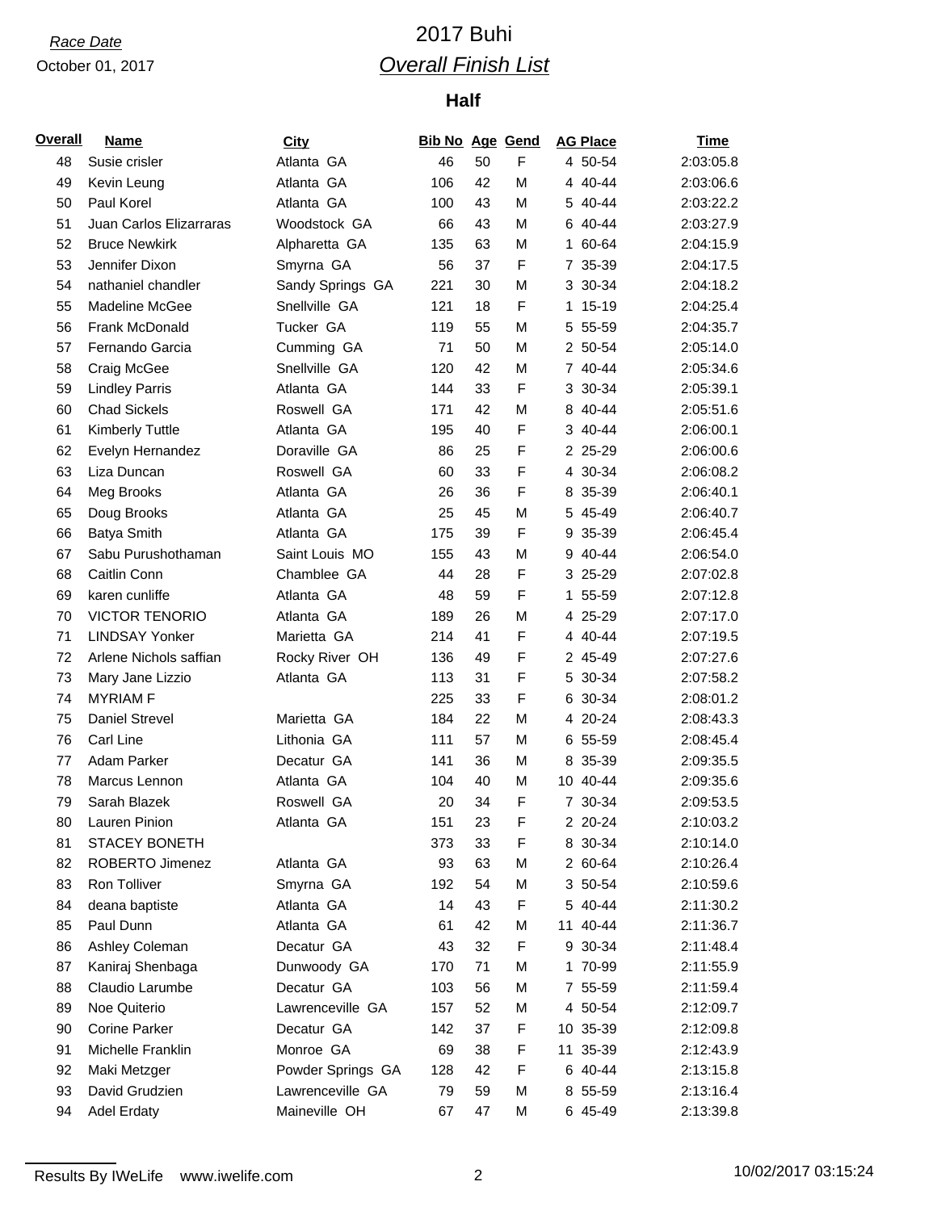*Race Date*

October 01, 2017

# 2017 Buhi

## *Overall Finish List*

### Half

| Overall | Name | City | Bib No | Age | Gend | AG Place | Time |
|---|---|---|---|---|---|---|---|
| 48 | Susie crisler | Atlanta GA | 46 | 50 | F | 4 50-54 | 2:03:05.8 |
| 49 | Kevin Leung | Atlanta GA | 106 | 42 | M | 4 40-44 | 2:03:06.6 |
| 50 | Paul Korel | Atlanta GA | 100 | 43 | M | 5 40-44 | 2:03:22.2 |
| 51 | Juan Carlos Elizarraras | Woodstock GA | 66 | 43 | M | 6 40-44 | 2:03:27.9 |
| 52 | Bruce Newkirk | Alpharetta GA | 135 | 63 | M | 1 60-64 | 2:04:15.9 |
| 53 | Jennifer Dixon | Smyrna GA | 56 | 37 | F | 7 35-39 | 2:04:17.5 |
| 54 | nathaniel chandler | Sandy Springs GA | 221 | 30 | M | 3 30-34 | 2:04:18.2 |
| 55 | Madeline McGee | Snellville GA | 121 | 18 | F | 1 15-19 | 2:04:25.4 |
| 56 | Frank McDonald | Tucker GA | 119 | 55 | M | 5 55-59 | 2:04:35.7 |
| 57 | Fernando Garcia | Cumming GA | 71 | 50 | M | 2 50-54 | 2:05:14.0 |
| 58 | Craig McGee | Snellville GA | 120 | 42 | M | 7 40-44 | 2:05:34.6 |
| 59 | Lindley Parris | Atlanta GA | 144 | 33 | F | 3 30-34 | 2:05:39.1 |
| 60 | Chad Sickels | Roswell GA | 171 | 42 | M | 8 40-44 | 2:05:51.6 |
| 61 | Kimberly Tuttle | Atlanta GA | 195 | 40 | F | 3 40-44 | 2:06:00.1 |
| 62 | Evelyn Hernandez | Doraville GA | 86 | 25 | F | 2 25-29 | 2:06:00.6 |
| 63 | Liza Duncan | Roswell GA | 60 | 33 | F | 4 30-34 | 2:06:08.2 |
| 64 | Meg Brooks | Atlanta GA | 26 | 36 | F | 8 35-39 | 2:06:40.1 |
| 65 | Doug Brooks | Atlanta GA | 25 | 45 | M | 5 45-49 | 2:06:40.7 |
| 66 | Batya Smith | Atlanta GA | 175 | 39 | F | 9 35-39 | 2:06:45.4 |
| 67 | Sabu Purushothaman | Saint Louis MO | 155 | 43 | M | 9 40-44 | 2:06:54.0 |
| 68 | Caitlin Conn | Chamblee GA | 44 | 28 | F | 3 25-29 | 2:07:02.8 |
| 69 | karen cunliffe | Atlanta GA | 48 | 59 | F | 1 55-59 | 2:07:12.8 |
| 70 | VICTOR TENORIO | Atlanta GA | 189 | 26 | M | 4 25-29 | 2:07:17.0 |
| 71 | LINDSAY Yonker | Marietta GA | 214 | 41 | F | 4 40-44 | 2:07:19.5 |
| 72 | Arlene Nichols saffian | Rocky River OH | 136 | 49 | F | 2 45-49 | 2:07:27.6 |
| 73 | Mary Jane Lizzio | Atlanta GA | 113 | 31 | F | 5 30-34 | 2:07:58.2 |
| 74 | MYRIAM F | | 225 | 33 | F | 6 30-34 | 2:08:01.2 |
| 75 | Daniel Strevel | Marietta GA | 184 | 22 | M | 4 20-24 | 2:08:43.3 |
| 76 | Carl Line | Lithonia GA | 111 | 57 | M | 6 55-59 | 2:08:45.4 |
| 77 | Adam Parker | Decatur GA | 141 | 36 | M | 8 35-39 | 2:09:35.5 |
| 78 | Marcus Lennon | Atlanta GA | 104 | 40 | M | 10 40-44 | 2:09:35.6 |
| 79 | Sarah Blazek | Roswell GA | 20 | 34 | F | 7 30-34 | 2:09:53.5 |
| 80 | Lauren Pinion | Atlanta GA | 151 | 23 | F | 2 20-24 | 2:10:03.2 |
| 81 | STACEY BONETH | | 373 | 33 | F | 8 30-34 | 2:10:14.0 |
| 82 | ROBERTO Jimenez | Atlanta GA | 93 | 63 | M | 2 60-64 | 2:10:26.4 |
| 83 | Ron Tolliver | Smyrna GA | 192 | 54 | M | 3 50-54 | 2:10:59.6 |
| 84 | deana baptiste | Atlanta GA | 14 | 43 | F | 5 40-44 | 2:11:30.2 |
| 85 | Paul Dunn | Atlanta GA | 61 | 42 | M | 11 40-44 | 2:11:36.7 |
| 86 | Ashley Coleman | Decatur GA | 43 | 32 | F | 9 30-34 | 2:11:48.4 |
| 87 | Kaniraj Shenbaga | Dunwoody GA | 170 | 71 | M | 1 70-99 | 2:11:55.9 |
| 88 | Claudio Larumbe | Decatur GA | 103 | 56 | M | 7 55-59 | 2:11:59.4 |
| 89 | Noe Quiterio | Lawrenceville GA | 157 | 52 | M | 4 50-54 | 2:12:09.7 |
| 90 | Corine Parker | Decatur GA | 142 | 37 | F | 10 35-39 | 2:12:09.8 |
| 91 | Michelle Franklin | Monroe GA | 69 | 38 | F | 11 35-39 | 2:12:43.9 |
| 92 | Maki Metzger | Powder Springs GA | 128 | 42 | F | 6 40-44 | 2:13:15.8 |
| 93 | David Grudzien | Lawrenceville GA | 79 | 59 | M | 8 55-59 | 2:13:16.4 |
| 94 | Adel Erdaty | Maineville OH | 67 | 47 | M | 6 45-49 | 2:13:39.8 |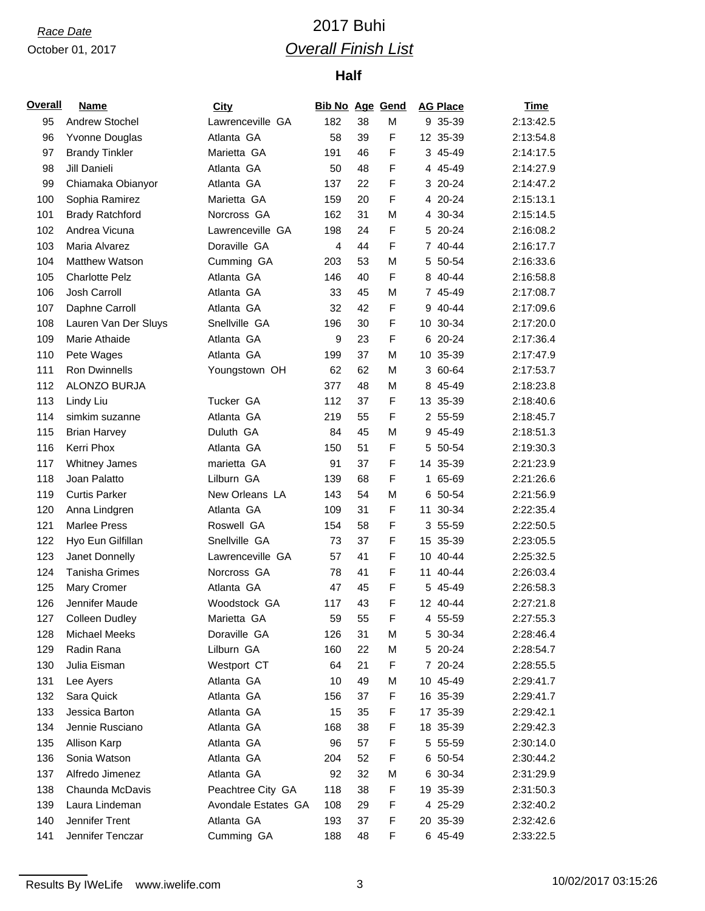*Race Date*

October 01, 2017

# 2017 Buhi

## *Overall Finish List*

### Half

| Overall | Name | City | Bib No | Age | Gend | AG Place | Time |
|---|---|---|---|---|---|---|---|
| 95 | Andrew Stochel | Lawrenceville GA | 182 | 38 | M | 9 35-39 | 2:13:42.5 |
| 96 | Yvonne Douglas | Atlanta GA | 58 | 39 | F | 12 35-39 | 2:13:54.8 |
| 97 | Brandy Tinkler | Marietta GA | 191 | 46 | F | 3 45-49 | 2:14:17.5 |
| 98 | Jill Danieli | Atlanta GA | 50 | 48 | F | 4 45-49 | 2:14:27.9 |
| 99 | Chiamaka Obianyor | Atlanta GA | 137 | 22 | F | 3 20-24 | 2:14:47.2 |
| 100 | Sophia Ramirez | Marietta GA | 159 | 20 | F | 4 20-24 | 2:15:13.1 |
| 101 | Brady Ratchford | Norcross GA | 162 | 31 | M | 4 30-34 | 2:15:14.5 |
| 102 | Andrea Vicuna | Lawrenceville GA | 198 | 24 | F | 5 20-24 | 2:16:08.2 |
| 103 | Maria Alvarez | Doraville GA | 4 | 44 | F | 7 40-44 | 2:16:17.7 |
| 104 | Matthew Watson | Cumming GA | 203 | 53 | M | 5 50-54 | 2:16:33.6 |
| 105 | Charlotte Pelz | Atlanta GA | 146 | 40 | F | 8 40-44 | 2:16:58.8 |
| 106 | Josh Carroll | Atlanta GA | 33 | 45 | M | 7 45-49 | 2:17:08.7 |
| 107 | Daphne Carroll | Atlanta GA | 32 | 42 | F | 9 40-44 | 2:17:09.6 |
| 108 | Lauren Van Der Sluys | Snellville GA | 196 | 30 | F | 10 30-34 | 2:17:20.0 |
| 109 | Marie Athaide | Atlanta GA | 9 | 23 | F | 6 20-24 | 2:17:36.4 |
| 110 | Pete Wages | Atlanta GA | 199 | 37 | M | 10 35-39 | 2:17:47.9 |
| 111 | Ron Dwinnells | Youngstown OH | 62 | 62 | M | 3 60-64 | 2:17:53.7 |
| 112 | ALONZO BURJA | | 377 | 48 | M | 8 45-49 | 2:18:23.8 |
| 113 | Lindy Liu | Tucker GA | 112 | 37 | F | 13 35-39 | 2:18:40.6 |
| 114 | simkim suzanne | Atlanta GA | 219 | 55 | F | 2 55-59 | 2:18:45.7 |
| 115 | Brian Harvey | Duluth GA | 84 | 45 | M | 9 45-49 | 2:18:51.3 |
| 116 | Kerri Phox | Atlanta GA | 150 | 51 | F | 5 50-54 | 2:19:30.3 |
| 117 | Whitney James | marietta GA | 91 | 37 | F | 14 35-39 | 2:21:23.9 |
| 118 | Joan Palatto | Lilburn GA | 139 | 68 | F | 1 65-69 | 2:21:26.6 |
| 119 | Curtis Parker | New Orleans LA | 143 | 54 | M | 6 50-54 | 2:21:56.9 |
| 120 | Anna Lindgren | Atlanta GA | 109 | 31 | F | 11 30-34 | 2:22:35.4 |
| 121 | Marlee Press | Roswell GA | 154 | 58 | F | 3 55-59 | 2:22:50.5 |
| 122 | Hyo Eun Gilfillan | Snellville GA | 73 | 37 | F | 15 35-39 | 2:23:05.5 |
| 123 | Janet Donnelly | Lawrenceville GA | 57 | 41 | F | 10 40-44 | 2:25:32.5 |
| 124 | Tanisha Grimes | Norcross GA | 78 | 41 | F | 11 40-44 | 2:26:03.4 |
| 125 | Mary Cromer | Atlanta GA | 47 | 45 | F | 5 45-49 | 2:26:58.3 |
| 126 | Jennifer Maude | Woodstock GA | 117 | 43 | F | 12 40-44 | 2:27:21.8 |
| 127 | Colleen Dudley | Marietta GA | 59 | 55 | F | 4 55-59 | 2:27:55.3 |
| 128 | Michael Meeks | Doraville GA | 126 | 31 | M | 5 30-34 | 2:28:46.4 |
| 129 | Radin Rana | Lilburn GA | 160 | 22 | M | 5 20-24 | 2:28:54.7 |
| 130 | Julia Eisman | Westport CT | 64 | 21 | F | 7 20-24 | 2:28:55.5 |
| 131 | Lee Ayers | Atlanta GA | 10 | 49 | M | 10 45-49 | 2:29:41.7 |
| 132 | Sara Quick | Atlanta GA | 156 | 37 | F | 16 35-39 | 2:29:41.7 |
| 133 | Jessica Barton | Atlanta GA | 15 | 35 | F | 17 35-39 | 2:29:42.1 |
| 134 | Jennie Rusciano | Atlanta GA | 168 | 38 | F | 18 35-39 | 2:29:42.3 |
| 135 | Allison Karp | Atlanta GA | 96 | 57 | F | 5 55-59 | 2:30:14.0 |
| 136 | Sonia Watson | Atlanta GA | 204 | 52 | F | 6 50-54 | 2:30:44.2 |
| 137 | Alfredo Jimenez | Atlanta GA | 92 | 32 | M | 6 30-34 | 2:31:29.9 |
| 138 | Chaunda McDavis | Peachtree City GA | 118 | 38 | F | 19 35-39 | 2:31:50.3 |
| 139 | Laura Lindeman | Avondale Estates GA | 108 | 29 | F | 4 25-29 | 2:32:40.2 |
| 140 | Jennifer Trent | Atlanta GA | 193 | 37 | F | 20 35-39 | 2:32:42.6 |
| 141 | Jennifer Tenczar | Cumming GA | 188 | 48 | F | 6 45-49 | 2:33:22.5 |

Results By IWeLife www.iwelife.com

10/02/2017 03:15:26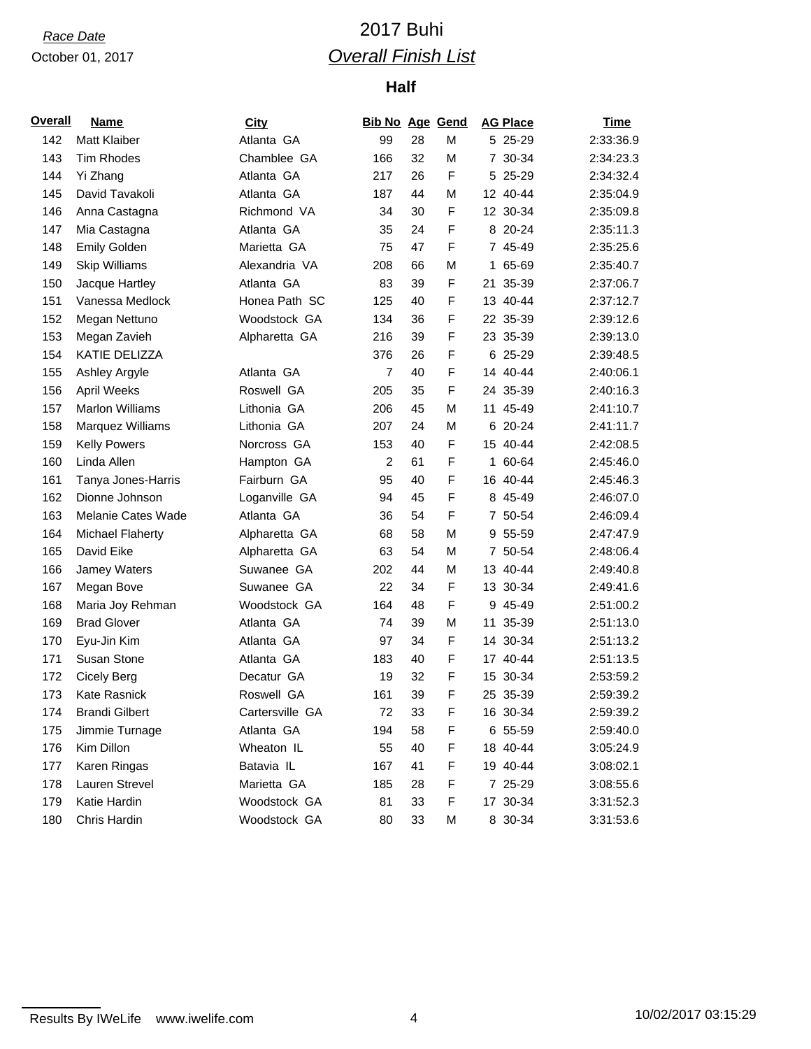*Race Date*
October 01, 2017

# 2017 Buhi

## *Overall Finish List*

### Half

| Overall | Name | City | Bib No | Age | Gend | AG Place | Time |
|---|---|---|---|---|---|---|---|
| 142 | Matt Klaiber | Atlanta GA | 99 | 28 | M | 5 25-29 | 2:33:36.9 |
| 143 | Tim Rhodes | Chamblee GA | 166 | 32 | M | 7 30-34 | 2:34:23.3 |
| 144 | Yi Zhang | Atlanta GA | 217 | 26 | F | 5 25-29 | 2:34:32.4 |
| 145 | David Tavakoli | Atlanta GA | 187 | 44 | M | 12 40-44 | 2:35:04.9 |
| 146 | Anna Castagna | Richmond VA | 34 | 30 | F | 12 30-34 | 2:35:09.8 |
| 147 | Mia Castagna | Atlanta GA | 35 | 24 | F | 8 20-24 | 2:35:11.3 |
| 148 | Emily Golden | Marietta GA | 75 | 47 | F | 7 45-49 | 2:35:25.6 |
| 149 | Skip Williams | Alexandria VA | 208 | 66 | M | 1 65-69 | 2:35:40.7 |
| 150 | Jacque Hartley | Atlanta GA | 83 | 39 | F | 21 35-39 | 2:37:06.7 |
| 151 | Vanessa Medlock | Honea Path SC | 125 | 40 | F | 13 40-44 | 2:37:12.7 |
| 152 | Megan Nettuno | Woodstock GA | 134 | 36 | F | 22 35-39 | 2:39:12.6 |
| 153 | Megan Zavieh | Alpharetta GA | 216 | 39 | F | 23 35-39 | 2:39:13.0 |
| 154 | KATIE DELIZZA | | 376 | 26 | F | 6 25-29 | 2:39:48.5 |
| 155 | Ashley Argyle | Atlanta GA | 7 | 40 | F | 14 40-44 | 2:40:06.1 |
| 156 | April Weeks | Roswell GA | 205 | 35 | F | 24 35-39 | 2:40:16.3 |
| 157 | Marlon Williams | Lithonia GA | 206 | 45 | M | 11 45-49 | 2:41:10.7 |
| 158 | Marquez Williams | Lithonia GA | 207 | 24 | M | 6 20-24 | 2:41:11.7 |
| 159 | Kelly Powers | Norcross GA | 153 | 40 | F | 15 40-44 | 2:42:08.5 |
| 160 | Linda Allen | Hampton GA | 2 | 61 | F | 1 60-64 | 2:45:46.0 |
| 161 | Tanya Jones-Harris | Fairburn GA | 95 | 40 | F | 16 40-44 | 2:45:46.3 |
| 162 | Dionne Johnson | Loganville GA | 94 | 45 | F | 8 45-49 | 2:46:07.0 |
| 163 | Melanie Cates Wade | Atlanta GA | 36 | 54 | F | 7 50-54 | 2:46:09.4 |
| 164 | Michael Flaherty | Alpharetta GA | 68 | 58 | M | 9 55-59 | 2:47:47.9 |
| 165 | David Eike | Alpharetta GA | 63 | 54 | M | 7 50-54 | 2:48:06.4 |
| 166 | Jamey Waters | Suwanee GA | 202 | 44 | M | 13 40-44 | 2:49:40.8 |
| 167 | Megan Bove | Suwanee GA | 22 | 34 | F | 13 30-34 | 2:49:41.6 |
| 168 | Maria Joy Rehman | Woodstock GA | 164 | 48 | F | 9 45-49 | 2:51:00.2 |
| 169 | Brad Glover | Atlanta GA | 74 | 39 | M | 11 35-39 | 2:51:13.0 |
| 170 | Eyu-Jin Kim | Atlanta GA | 97 | 34 | F | 14 30-34 | 2:51:13.2 |
| 171 | Susan Stone | Atlanta GA | 183 | 40 | F | 17 40-44 | 2:51:13.5 |
| 172 | Cicely Berg | Decatur GA | 19 | 32 | F | 15 30-34 | 2:53:59.2 |
| 173 | Kate Rasnick | Roswell GA | 161 | 39 | F | 25 35-39 | 2:59:39.2 |
| 174 | Brandi Gilbert | Cartersville GA | 72 | 33 | F | 16 30-34 | 2:59:39.2 |
| 175 | Jimmie Turnage | Atlanta GA | 194 | 58 | F | 6 55-59 | 2:59:40.0 |
| 176 | Kim Dillon | Wheaton IL | 55 | 40 | F | 18 40-44 | 3:05:24.9 |
| 177 | Karen Ringas | Batavia IL | 167 | 41 | F | 19 40-44 | 3:08:02.1 |
| 178 | Lauren Strevel | Marietta GA | 185 | 28 | F | 7 25-29 | 3:08:55.6 |
| 179 | Katie Hardin | Woodstock GA | 81 | 33 | F | 17 30-34 | 3:31:52.3 |
| 180 | Chris Hardin | Woodstock GA | 80 | 33 | M | 8 30-34 | 3:31:53.6 |

Results By IWeLife www.iwelife.com

10/02/2017 03:15:29